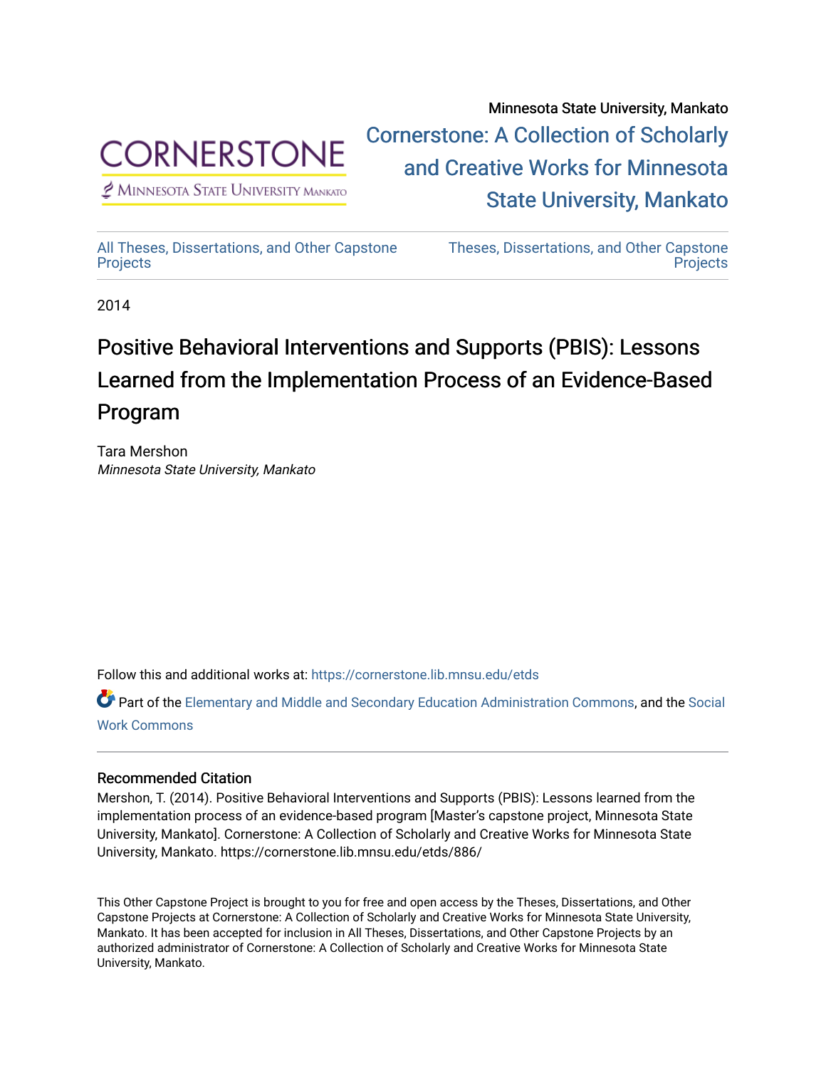Minnesota State University, Mankato

Cornerstone: A Collection of Scholarly and Creative Works for Minnesota State University, Mankato

All Theses, Dissertations, and Other Capstone Projects

Theses, Dissertations, and Other Capstone Projects

2014

# Positive Behavioral Interventions and Supports (PBIS): Lessons Learned from the Implementation Process of an Evidence-Based Program

Tara Mershon
*Minnesota State University, Mankato*

Follow this and additional works at: https://cornerstone.lib.mnsu.edu/etds

Part of the Elementary and Middle and Secondary Education Administration Commons, and the Social Work Commons

## Recommended Citation

Mershon, T. (2014). Positive Behavioral Interventions and Supports (PBIS): Lessons learned from the implementation process of an evidence-based program [Master's capstone project, Minnesota State University, Mankato]. Cornerstone: A Collection of Scholarly and Creative Works for Minnesota State University, Mankato. https://cornerstone.lib.mnsu.edu/etds/886/

This Other Capstone Project is brought to you for free and open access by the Theses, Dissertations, and Other Capstone Projects at Cornerstone: A Collection of Scholarly and Creative Works for Minnesota State University, Mankato. It has been accepted for inclusion in All Theses, Dissertations, and Other Capstone Projects by an authorized administrator of Cornerstone: A Collection of Scholarly and Creative Works for Minnesota State University, Mankato.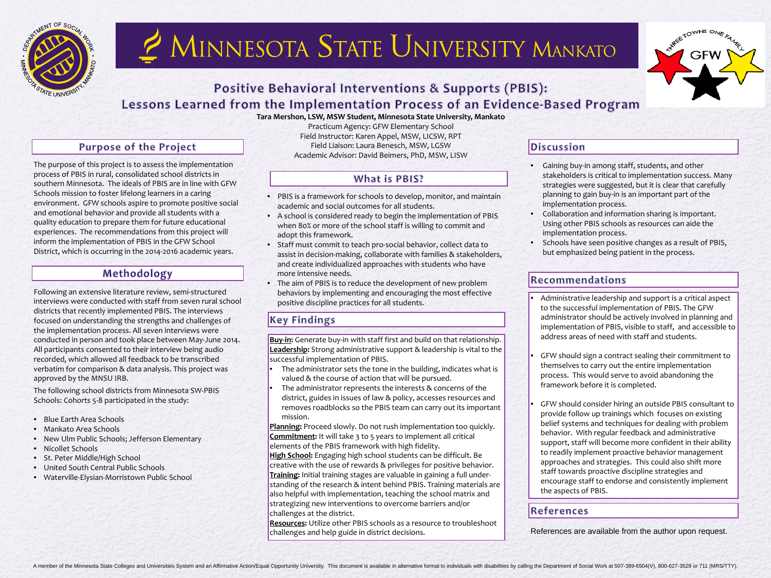# Minnesota State University Mankato

## Positive Behavioral Interventions & Supports (PBIS): Lessons Learned from the Implementation Process of an Evidence-Based Program

**Tara Mershon, LSW, MSW Student, Minnesota State University, Mankato**

Practicum Agency: GFW Elementary School
Field Instructor: Karen Appel, MSW, LICSW, RPT
Field Liaison: Laura Benesch, MSW, LGSW
Academic Advisor: David Beimers, PhD, MSW, LISW

### Purpose of the Project

The purpose of this project is to assess the implementation process of PBIS in rural, consolidated school districts in southern Minnesota. The ideals of PBIS are in line with GFW Schools mission to foster lifelong learners in a caring environment. GFW schools aspire to promote positive social and emotional behavior and provide all students with a quality education to prepare them for future educational experiences. The recommendations from this project will inform the implementation of PBIS in the GFW School District, which is occurring in the 2014-2016 academic years.

### Methodology

Following an extensive literature review, semi-structured interviews were conducted with staff from seven rural school districts that recently implemented PBIS. The interviews focused on understanding the strengths and challenges of the implementation process. All seven interviews were conducted in person and took place between May-June 2014. All participants consented to their interview being audio recorded, which allowed all feedback to be transcribed verbatim for comparison & data analysis. This project was approved by the MNSU IRB.

The following school districts from Minnesota SW-PBIS Schools: Cohorts 5-8 participated in the study:

- Blue Earth Area Schools
- Mankato Area Schools
- New Ulm Public Schools; Jefferson Elementary
- Nicollet Schools
- St. Peter Middle/High School
- United South Central Public Schools
- Waterville-Elysian-Morristown Public School

### What is PBIS?

- PBIS is a framework for schools to develop, monitor, and maintain academic and social outcomes for all students.
- A school is considered ready to begin the implementation of PBIS when 80% or more of the school staff is willing to commit and adopt this framework.
- Staff must commit to teach pro-social behavior, collect data to assist in decision-making, collaborate with families & stakeholders, and create individualized approaches with students who have more intensive needs.
- The aim of PBIS is to reduce the development of new problem behaviors by implementing and encouraging the most effective positive discipline practices for all students.

### Key Findings

**Buy-in:** Generate buy-in with staff first and build on that relationship.
**Leadership:** Strong administrative support & leadership is vital to the successful implementation of PBIS.

- The administrator sets the tone in the building, indicates what is valued & the course of action that will be pursued.
- The administrator represents the interests & concerns of the district, guides in issues of law & policy, accesses resources and removes roadblocks so the PBIS team can carry out its important mission.

**Planning:** Proceed slowly. Do not rush implementation too quickly.
**Commitment:** It will take 3 to 5 years to implement all critical elements of the PBIS framework with high fidelity.
**High School:** Engaging high school students can be difficult. Be creative with the use of rewards & privileges for positive behavior.
**Training:** Initial training stages are valuable in gaining a full understanding of the research & intent behind PBIS. Training materials are also helpful with implementation, teaching the school matrix and strategizing new interventions to overcome barriers and/or challenges at the district.
**Resources:** Utilize other PBIS schools as a resource to troubleshoot challenges and help guide in district decisions.

### Discussion

- Gaining buy-in among staff, students, and other stakeholders is critical to implementation success. Many strategies were suggested, but it is clear that carefully planning to gain buy-in is an important part of the implementation process.
- Collaboration and information sharing is important. Using other PBIS schools as resources can aide the implementation process.
- Schools have seen positive changes as a result of PBIS, but emphasized being patient in the process.

### Recommendations

- Administrative leadership and support is a critical aspect to the successful implementation of PBIS. The GFW administrator should be actively involved in planning and implementation of PBIS, visible to staff, and accessible to address areas of need with staff and students.
- GFW should sign a contract sealing their commitment to themselves to carry out the entire implementation process. This would serve to avoid abandoning the framework before it is completed.
- GFW should consider hiring an outside PBIS consultant to provide follow up trainings which focuses on existing belief systems and techniques for dealing with problem behavior. With regular feedback and administrative support, staff will become more confident in their ability to readily implement proactive behavior management approaches and strategies. This could also shift more staff towards proactive discipline strategies and encourage staff to endorse and consistently implement the aspects of PBIS.

### References

References are available from the author upon request.

A member of the Minnesota State Colleges and Universities System and an Affirmative Action/Equal Opportunity University. This document is available in alternative format to individuals with disabilities by calling the Department of Social Work at 507-389-6504(V), 800-627-3529 or 711 (MRS/TTY).